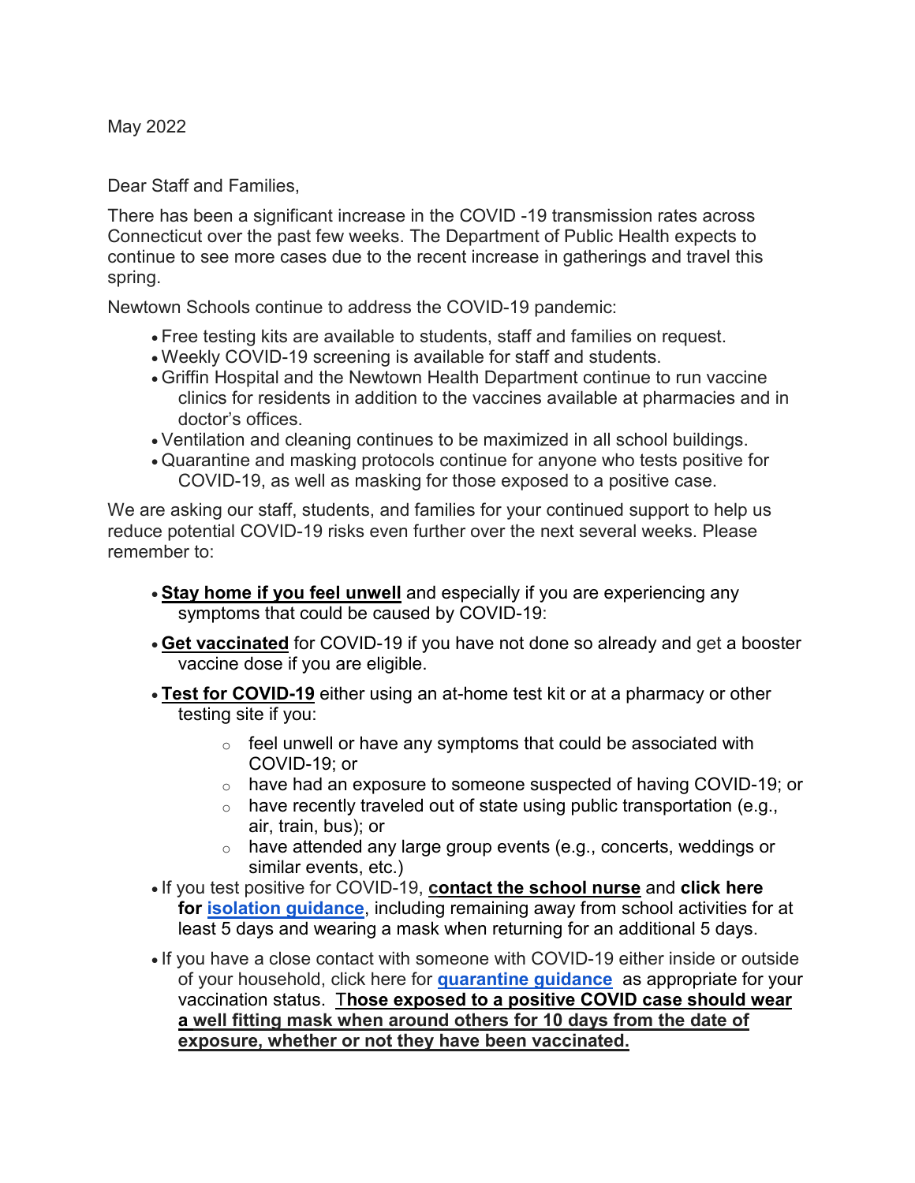May 2022

Dear Staff and Families,

There has been a significant increase in the COVID -19 transmission rates across Connecticut over the past few weeks. The Department of Public Health expects to continue to see more cases due to the recent increase in gatherings and travel this spring.

Newtown Schools continue to address the COVID-19 pandemic:

- Free testing kits are available to students, staff and families on request.
- Weekly COVID-19 screening is available for staff and students.
- Griffin Hospital and the Newtown Health Department continue to run vaccine clinics for residents in addition to the vaccines available at pharmacies and in doctor's offices.
- Ventilation and cleaning continues to be maximized in all school buildings.
- Quarantine and masking protocols continue for anyone who tests positive for COVID-19, as well as masking for those exposed to a positive case.

We are asking our staff, students, and families for your continued support to help us reduce potential COVID-19 risks even further over the next several weeks. Please remember to:

- **Stay home if you feel unwell** and especially if you are experiencing any symptoms that could be caused by COVID-19:
- **Get vaccinated** for COVID-19 if you have not done so already and get a booster vaccine dose if you are eligible.
- **Test for COVID-19** either using an at-home test kit or at a pharmacy or other testing site if you:
  - feel unwell or have any symptoms that could be associated with COVID-19; or
  - have had an exposure to someone suspected of having COVID-19; or
  - have recently traveled out of state using public transportation (e.g., air, train, bus); or
  - have attended any large group events (e.g., concerts, weddings or similar events, etc.)
- If you test positive for COVID-19, **contact the school nurse** and **click here for isolation guidance**, including remaining away from school activities for at least 5 days and wearing a mask when returning for an additional 5 days.
- If you have a close contact with someone with COVID-19 either inside or outside of your household, click here for **quarantine guidance** as appropriate for your vaccination status. **Those exposed to a positive COVID case should wear a well fitting mask when around others for 10 days from the date of exposure, whether or not they have been vaccinated.**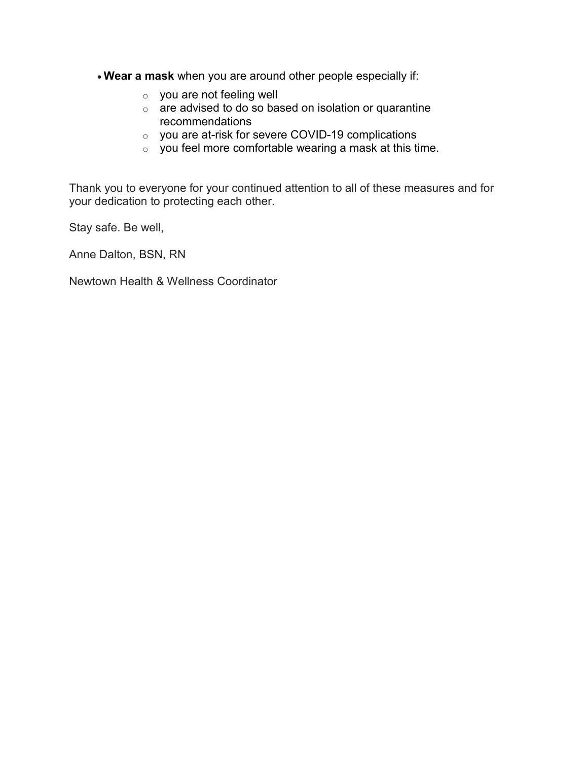- **Wear a mask** when you are around other people especially if:
  - you are not feeling well
  - are advised to do so based on isolation or quarantine recommendations
  - you are at-risk for severe COVID-19 complications
  - you feel more comfortable wearing a mask at this time.

Thank you to everyone for your continued attention to all of these measures and for your dedication to protecting each other.

Stay safe. Be well,

Anne Dalton, BSN, RN

Newtown Health & Wellness Coordinator